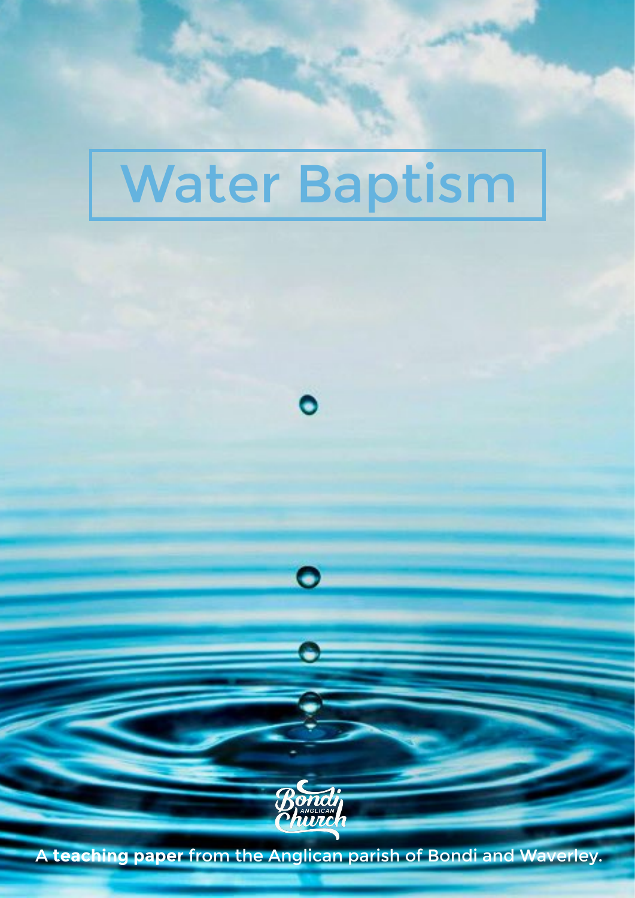# Water Baptism

Bondi ANGLICAN Church

A **teaching paper** from the Anglican parish of Bondi and Waverley.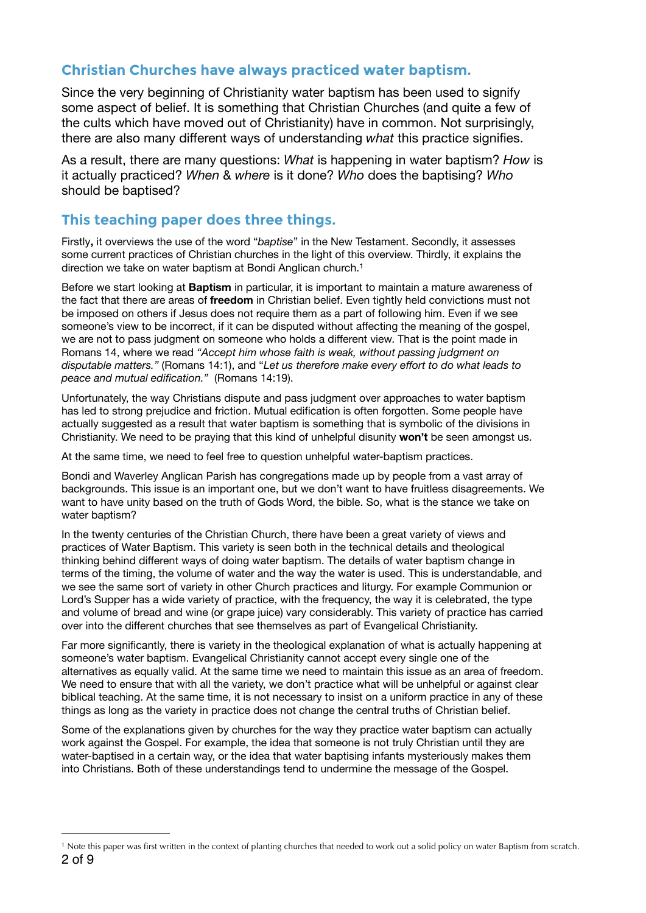## Christian Churches have always practiced water baptism.

Since the very beginning of Christianity water baptism has been used to signify some aspect of belief. It is something that Christian Churches (and quite a few of the cults which have moved out of Christianity) have in common. Not surprisingly, there are also many different ways of understanding *what* this practice signifies.

As a result, there are many questions: *What* is happening in water baptism? *How* is it actually practiced? *When* & *where* is it done? *Who* does the baptising? *Who* should be baptised?

## This teaching paper does three things.

Firstly**,** it overviews the use of the word "*baptise*" in the New Testament. Secondly, it assesses some current practices of Christian churches in the light of this overview. Thirdly, it explains the direction we take on water baptism at Bondi Anglican church.[1]

Before we start looking at **Baptism** in particular, it is important to maintain a mature awareness of the fact that there are areas of **freedom** in Christian belief. Even tightly held convictions must not be imposed on others if Jesus does not require them as a part of following him. Even if we see someone's view to be incorrect, if it can be disputed without affecting the meaning of the gospel, we are not to pass judgment on someone who holds a different view. That is the point made in Romans 14, where we read *"Accept him whose faith is weak, without passing judgment on disputable matters."* (Romans 14:1), and "*Let us therefore make every effort to do what leads to peace and mutual edification."* (Romans 14:19).

Unfortunately, the way Christians dispute and pass judgment over approaches to water baptism has led to strong prejudice and friction. Mutual edification is often forgotten. Some people have actually suggested as a result that water baptism is something that is symbolic of the divisions in Christianity. We need to be praying that this kind of unhelpful disunity **won't** be seen amongst us.

At the same time, we need to feel free to question unhelpful water-baptism practices.

Bondi and Waverley Anglican Parish has congregations made up by people from a vast array of backgrounds. This issue is an important one, but we don't want to have fruitless disagreements. We want to have unity based on the truth of Gods Word, the bible. So, what is the stance we take on water baptism?

In the twenty centuries of the Christian Church, there have been a great variety of views and practices of Water Baptism. This variety is seen both in the technical details and theological thinking behind different ways of doing water baptism. The details of water baptism change in terms of the timing, the volume of water and the way the water is used. This is understandable, and we see the same sort of variety in other Church practices and liturgy. For example Communion or Lord's Supper has a wide variety of practice, with the frequency, the way it is celebrated, the type and volume of bread and wine (or grape juice) vary considerably. This variety of practice has carried over into the different churches that see themselves as part of Evangelical Christianity.

Far more significantly, there is variety in the theological explanation of what is actually happening at someone's water baptism. Evangelical Christianity cannot accept every single one of the alternatives as equally valid. At the same time we need to maintain this issue as an area of freedom. We need to ensure that with all the variety, we don't practice what will be unhelpful or against clear biblical teaching. At the same time, it is not necessary to insist on a uniform practice in any of these things as long as the variety in practice does not change the central truths of Christian belief.

Some of the explanations given by churches for the way they practice water baptism can actually work against the Gospel. For example, the idea that someone is not truly Christian until they are water-baptised in a certain way, or the idea that water baptising infants mysteriously makes them into Christians. Both of these understandings tend to undermine the message of the Gospel.

---

[1] Note this paper was first written in the context of planting churches that needed to work out a solid policy on water Baptism from scratch.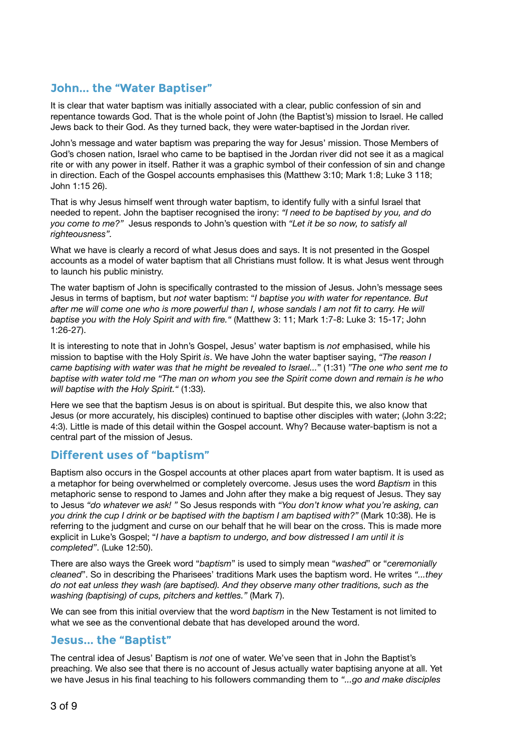## John… the "Water Baptiser"

It is clear that water baptism was initially associated with a clear, public confession of sin and repentance towards God. That is the whole point of John (the Baptist's) mission to Israel. He called Jews back to their God. As they turned back, they were water-baptised in the Jordan river.

John's message and water baptism was preparing the way for Jesus' mission. Those Members of God's chosen nation, Israel who came to be baptised in the Jordan river did not see it as a magical rite or with any power in itself. Rather it was a graphic symbol of their confession of sin and change in direction. Each of the Gospel accounts emphasises this (Matthew 3:10; Mark 1:8; Luke 3 118; John 1:15 26).

That is why Jesus himself went through water baptism, to identify fully with a sinful Israel that needed to repent. John the baptiser recognised the irony: *"I need to be baptised by you, and do you come to me?"* Jesus responds to John's question with *"Let it be so now, to satisfy all righteousness".*

What we have is clearly a record of what Jesus does and says. It is not presented in the Gospel accounts as a model of water baptism that all Christians must follow. It is what Jesus went through to launch his public ministry.

The water baptism of John is specifically contrasted to the mission of Jesus. John's message sees Jesus in terms of baptism, but *not* water baptism: "*I baptise you with water for repentance. But after me will come one who is more powerful than I, whose sandals I am not fit to carry. He will baptise you with the Holy Spirit and with fire."* (Matthew 3: 11; Mark 1:7-8: Luke 3: 15-17; John 1:26-27).

It is interesting to note that in John's Gospel, Jesus' water baptism is *not* emphasised, while his mission to baptise with the Holy Spirit *is*. We have John the water baptiser saying, *"The reason I came baptising with water was that he might be revealed to Israel...*" (1:31) *"The one who sent me to baptise with water told me "The man on whom you see the Spirit come down and remain is he who will baptise with the Holy Spirit."* (1:33).

Here we see that the baptism Jesus is on about is spiritual. But despite this, we also know that Jesus (or more accurately, his disciples) continued to baptise other disciples with water; (John 3:22; 4:3). Little is made of this detail within the Gospel account. Why? Because water-baptism is not a central part of the mission of Jesus.

## Different uses of "baptism"

Baptism also occurs in the Gospel accounts at other places apart from water baptism. It is used as a metaphor for being overwhelmed or completely overcome. Jesus uses the word *Baptism* in this metaphoric sense to respond to James and John after they make a big request of Jesus. They say to Jesus *"do whatever we ask! "* So Jesus responds with *"You don't know what you're asking, can you drink the cup I drink or be baptised with the baptism I am baptised with?"* (Mark 10:38). He is referring to the judgment and curse on our behalf that he will bear on the cross. This is made more explicit in Luke's Gospel; "*I have a baptism to undergo, and bow distressed I am until it is completed"*. (Luke 12:50).

There are also ways the Greek word "*baptism*" is used to simply mean "*washed*" or "*ceremonially cleaned*". So in describing the Pharisees' traditions Mark uses the baptism word. He writes *"...they do not eat unless they wash (are baptised). And they observe many other traditions, such as the washing (baptising) of cups, pitchers and kettles."* (Mark 7).

We can see from this initial overview that the word *baptism* in the New Testament is not limited to what we see as the conventional debate that has developed around the word.

## Jesus… the "Baptist"

The central idea of Jesus' Baptism is *not* one of water. We've seen that in John the Baptist's preaching. We also see that there is no account of Jesus actually water baptising anyone at all. Yet we have Jesus in his final teaching to his followers commanding them to *"...go and make disciples*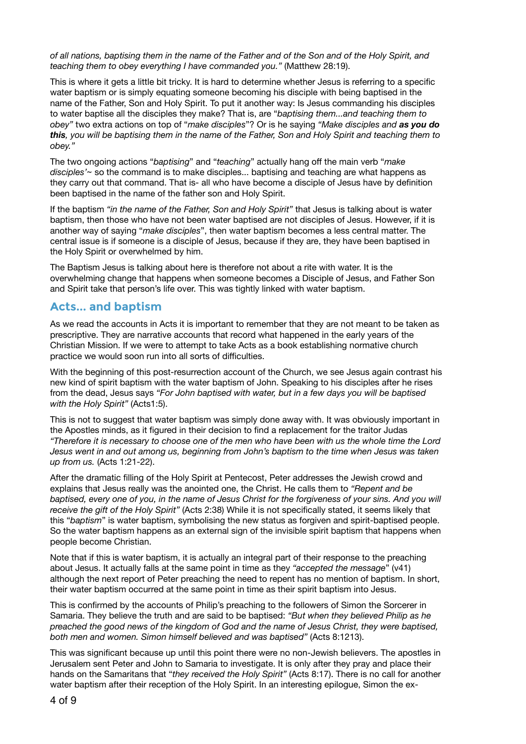*of all nations, baptising them in the name of the Father and of the Son and of the Holy Spirit, and teaching them to obey everything I have commanded you."* (Matthew 28:19).

This is where it gets a little bit tricky. It is hard to determine whether Jesus is referring to a specific water baptism or is simply equating someone becoming his disciple with being baptised in the name of the Father, Son and Holy Spirit. To put it another way: Is Jesus commanding his disciples to water baptise all the disciples they make? That is, are "*baptising them...and teaching them to obey"* two extra actions on top of "*make disciples*"? Or is he saying *"Make disciples and **as you do this**, you will be baptising them in the name of the Father, Son and Holy Spirit and teaching them to obey."*

The two ongoing actions "*baptising*" and "*teaching*" actually hang off the main verb "*make disciples'*~ so the command is to make disciples... baptising and teaching are what happens as they carry out that command. That is- all who have become a disciple of Jesus have by definition been baptised in the name of the father son and Holy Spirit.

If the baptism *"in the name of the Father, Son and Holy Spirit"* that Jesus is talking about is water baptism, then those who have not been water baptised are not disciples of Jesus. However, if it is another way of saying "*make disciples*", then water baptism becomes a less central matter. The central issue is if someone is a disciple of Jesus, because if they are, they have been baptised in the Holy Spirit or overwhelmed by him.

The Baptism Jesus is talking about here is therefore not about a rite with water. It is the overwhelming change that happens when someone becomes a Disciple of Jesus, and Father Son and Spirit take that person's life over. This was tightly linked with water baptism.

## Acts... and baptism

As we read the accounts in Acts it is important to remember that they are not meant to be taken as prescriptive. They are narrative accounts that record what happened in the early years of the Christian Mission. If we were to attempt to take Acts as a book establishing normative church practice we would soon run into all sorts of difficulties.

With the beginning of this post-resurrection account of the Church, we see Jesus again contrast his new kind of spirit baptism with the water baptism of John. Speaking to his disciples after he rises from the dead, Jesus says *"For John baptised with water, but in a few days you will be baptised with the Holy Spirit"* (Acts1:5).

This is not to suggest that water baptism was simply done away with. It was obviously important in the Apostles minds, as it figured in their decision to find a replacement for the traitor Judas *"Therefore it is necessary to choose one of the men who have been with us the whole time the Lord Jesus went in and out among us, beginning from John's baptism to the time when Jesus was taken up from us.* (Acts 1:21-22).

After the dramatic filling of the Holy Spirit at Pentecost, Peter addresses the Jewish crowd and explains that Jesus really was the anointed one, the Christ. He calls them to *"Repent and be baptised, every one of you, in the name of Jesus Christ for the forgiveness of your sins. And you will receive the gift of the Holy Spirit"* (Acts 2:38) While it is not specifically stated, it seems likely that this "*baptism*" is water baptism, symbolising the new status as forgiven and spirit-baptised people. So the water baptism happens as an external sign of the invisible spirit baptism that happens when people become Christian.

Note that if this is water baptism, it is actually an integral part of their response to the preaching about Jesus. It actually falls at the same point in time as they *"accepted the message*" (v41) although the next report of Peter preaching the need to repent has no mention of baptism. In short, their water baptism occurred at the same point in time as their spirit baptism into Jesus.

This is confirmed by the accounts of Philip's preaching to the followers of Simon the Sorcerer in Samaria. They believe the truth and are said to be baptised: *"But when they believed Philip as he preached the good news of the kingdom of God and the name of Jesus Christ, they were baptised, both men and women. Simon himself believed and was baptised"* (Acts 8:1213).

This was significant because up until this point there were no non-Jewish believers. The apostles in Jerusalem sent Peter and John to Samaria to investigate. It is only after they pray and place their hands on the Samaritans that "*they received the Holy Spirit"* (Acts 8:17). There is no call for another water baptism after their reception of the Holy Spirit. In an interesting epilogue, Simon the ex-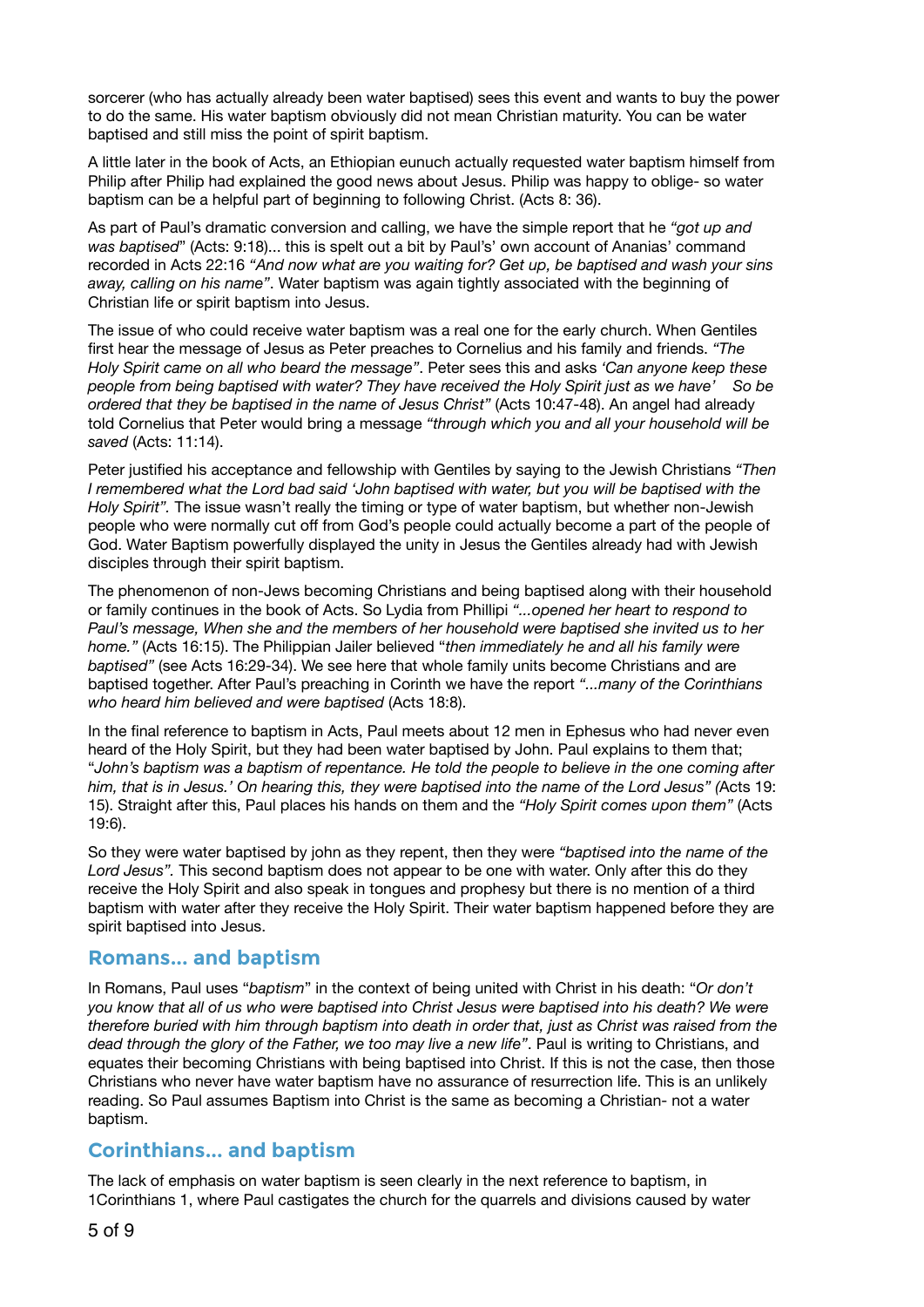sorcerer (who has actually already been water baptised) sees this event and wants to buy the power to do the same. His water baptism obviously did not mean Christian maturity. You can be water baptised and still miss the point of spirit baptism.

A little later in the book of Acts, an Ethiopian eunuch actually requested water baptism himself from Philip after Philip had explained the good news about Jesus. Philip was happy to oblige- so water baptism can be a helpful part of beginning to following Christ. (Acts 8: 36).

As part of Paul's dramatic conversion and calling, we have the simple report that he *"got up and was baptised*" (Acts: 9:18)... this is spelt out a bit by Paul's' own account of Ananias' command recorded in Acts 22:16 *"And now what are you waiting for? Get up, be baptised and wash your sins away, calling on his name"*. Water baptism was again tightly associated with the beginning of Christian life or spirit baptism into Jesus.

The issue of who could receive water baptism was a real one for the early church. When Gentiles first hear the message of Jesus as Peter preaches to Cornelius and his family and friends. *"The Holy Spirit came on all who beard the message"*. Peter sees this and asks *'Can anyone keep these people from being baptised with water? They have received the Holy Spirit just as we have' So be ordered that they be baptised in the name of Jesus Christ"* (Acts 10:47-48). An angel had already told Cornelius that Peter would bring a message *"through which you and all your household will be saved* (Acts: 11:14).

Peter justified his acceptance and fellowship with Gentiles by saying to the Jewish Christians *"Then I remembered what the Lord bad said 'John baptised with water, but you will be baptised with the Holy Spirit".* The issue wasn't really the timing or type of water baptism, but whether non-Jewish people who were normally cut off from God's people could actually become a part of the people of God. Water Baptism powerfully displayed the unity in Jesus the Gentiles already had with Jewish disciples through their spirit baptism.

The phenomenon of non-Jews becoming Christians and being baptised along with their household or family continues in the book of Acts. So Lydia from Phillipi *"...opened her heart to respond to Paul's message, When she and the members of her household were baptised she invited us to her home."* (Acts 16:15). The Philippian Jailer believed "*then immediately he and all his family were baptised"* (see Acts 16:29-34). We see here that whole family units become Christians and are baptised together. After Paul's preaching in Corinth we have the report *"...many of the Corinthians who heard him believed and were baptised* (Acts 18:8).

In the final reference to baptism in Acts, Paul meets about 12 men in Ephesus who had never even heard of the Holy Spirit, but they had been water baptised by John. Paul explains to them that; "*John's baptism was a baptism of repentance. He told the people to believe in the one coming after him, that is in Jesus.' On hearing this, they were baptised into the name of the Lord Jesus" (*Acts 19: 15). Straight after this, Paul places his hands on them and the *"Holy Spirit comes upon them"* (Acts 19:6).

So they were water baptised by john as they repent, then they were *"baptised into the name of the Lord Jesus".* This second baptism does not appear to be one with water. Only after this do they receive the Holy Spirit and also speak in tongues and prophesy but there is no mention of a third baptism with water after they receive the Holy Spirit. Their water baptism happened before they are spirit baptised into Jesus.

## Romans... and baptism

In Romans, Paul uses "*baptism*" in the context of being united with Christ in his death: "*Or don't you know that all of us who were baptised into Christ Jesus were baptised into his death? We were therefore buried with him through baptism into death in order that, just as Christ was raised from the dead through the glory of the Father, we too may live a new life"*. Paul is writing to Christians, and equates their becoming Christians with being baptised into Christ. If this is not the case, then those Christians who never have water baptism have no assurance of resurrection life. This is an unlikely reading. So Paul assumes Baptism into Christ is the same as becoming a Christian- not a water baptism.

## Corinthians... and baptism

The lack of emphasis on water baptism is seen clearly in the next reference to baptism, in 1Corinthians 1, where Paul castigates the church for the quarrels and divisions caused by water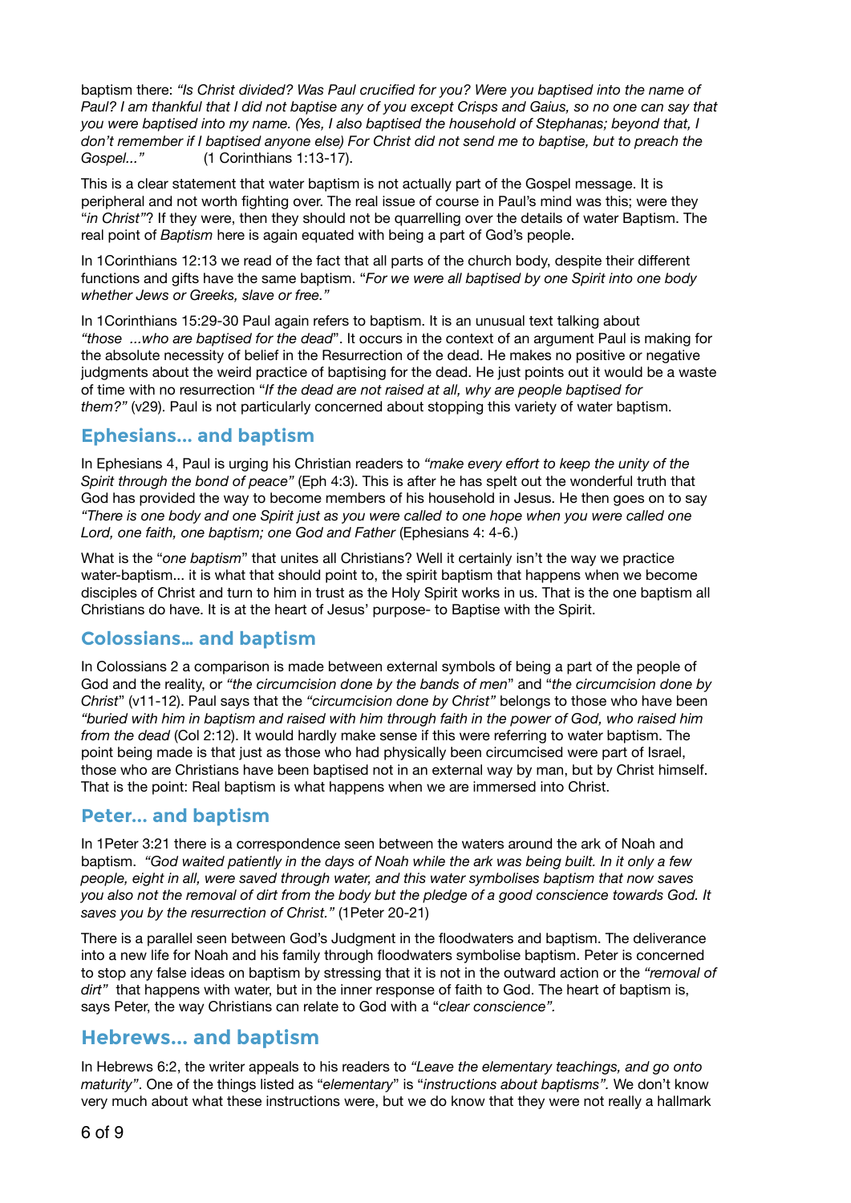baptism there: *"Is Christ divided? Was Paul crucified for you? Were you baptised into the name of Paul? I am thankful that I did not baptise any of you except Crisps and Gaius, so no one can say that you were baptised into my name. (Yes, I also baptised the household of Stephanas; beyond that, I don't remember if I baptised anyone else) For Christ did not send me to baptise, but to preach the Gospel..."* (1 Corinthians 1:13-17).

This is a clear statement that water baptism is not actually part of the Gospel message. It is peripheral and not worth fighting over. The real issue of course in Paul's mind was this; were they "*in Christ"*? If they were, then they should not be quarrelling over the details of water Baptism. The real point of *Baptism* here is again equated with being a part of God's people.

In 1Corinthians 12:13 we read of the fact that all parts of the church body, despite their different functions and gifts have the same baptism. "*For we were all baptised by one Spirit into one body whether Jews or Greeks, slave or free."*

In 1Corinthians 15:29-30 Paul again refers to baptism. It is an unusual text talking about *"those ...who are baptised for the dead*". It occurs in the context of an argument Paul is making for the absolute necessity of belief in the Resurrection of the dead. He makes no positive or negative judgments about the weird practice of baptising for the dead. He just points out it would be a waste of time with no resurrection "*If the dead are not raised at all, why are people baptised for them?"* (v29). Paul is not particularly concerned about stopping this variety of water baptism.

## Ephesians... and baptism

In Ephesians 4, Paul is urging his Christian readers to *"make every effort to keep the unity of the Spirit through the bond of peace"* (Eph 4:3). This is after he has spelt out the wonderful truth that God has provided the way to become members of his household in Jesus. He then goes on to say *"There is one body and one Spirit just as you were called to one hope when you were called one Lord, one faith, one baptism; one God and Father* (Ephesians 4: 4-6.)

What is the "*one baptism*" that unites all Christians? Well it certainly isn't the way we practice water-baptism... it is what that should point to, the spirit baptism that happens when we become disciples of Christ and turn to him in trust as the Holy Spirit works in us. That is the one baptism all Christians do have. It is at the heart of Jesus' purpose- to Baptise with the Spirit.

## Colossians... and baptism

In Colossians 2 a comparison is made between external symbols of being a part of the people of God and the reality, or *"the circumcision done by the bands of men*" and "*the circumcision done by Christ*" (v11-12). Paul says that the *"circumcision done by Christ"* belongs to those who have been *"buried with him in baptism and raised with him through faith in the power of God, who raised him from the dead* (Col 2:12). It would hardly make sense if this were referring to water baptism. The point being made is that just as those who had physically been circumcised were part of Israel, those who are Christians have been baptised not in an external way by man, but by Christ himself. That is the point: Real baptism is what happens when we are immersed into Christ.

## Peter... and baptism

In 1Peter 3:21 there is a correspondence seen between the waters around the ark of Noah and baptism. *"God waited patiently in the days of Noah while the ark was being built. In it only a few people, eight in all, were saved through water, and this water symbolises baptism that now saves you also not the removal of dirt from the body but the pledge of a good conscience towards God. It saves you by the resurrection of Christ."* (1Peter 20-21)

There is a parallel seen between God's Judgment in the floodwaters and baptism. The deliverance into a new life for Noah and his family through floodwaters symbolise baptism. Peter is concerned to stop any false ideas on baptism by stressing that it is not in the outward action or the *"removal of dirt"* that happens with water, but in the inner response of faith to God. The heart of baptism is, says Peter, the way Christians can relate to God with a "*clear conscience".*

## Hebrews... and baptism

In Hebrews 6:2, the writer appeals to his readers to *"Leave the elementary teachings, and go onto maturity"*. One of the things listed as "*elementary*" is "*instructions about baptisms".* We don't know very much about what these instructions were, but we do know that they were not really a hallmark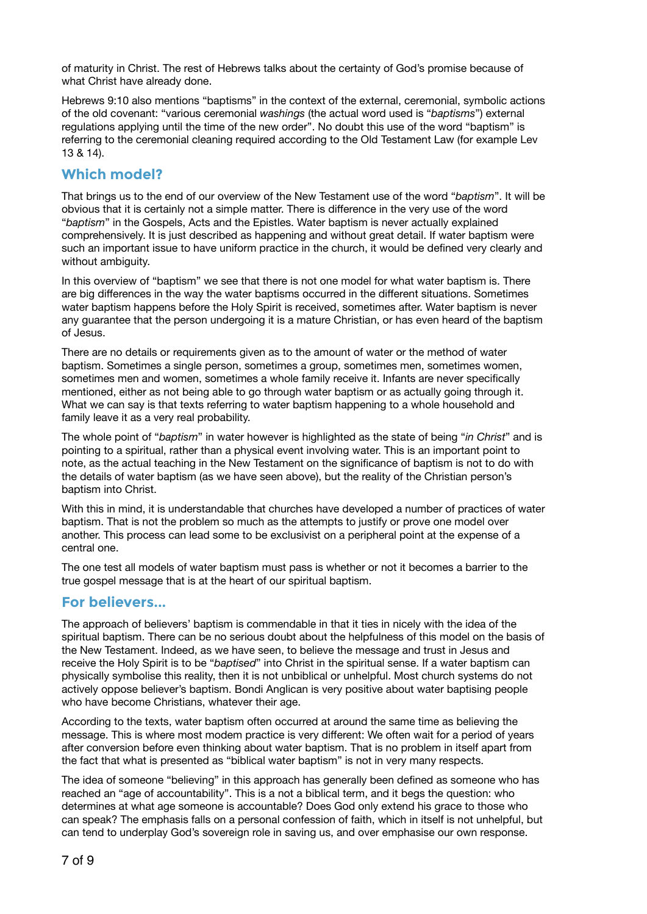of maturity in Christ. The rest of Hebrews talks about the certainty of God's promise because of what Christ have already done.

Hebrews 9:10 also mentions "baptisms" in the context of the external, ceremonial, symbolic actions of the old covenant: "various ceremonial *washings* (the actual word used is "*baptisms*") external regulations applying until the time of the new order". No doubt this use of the word "baptism" is referring to the ceremonial cleaning required according to the Old Testament Law (for example Lev 13 & 14).

## Which model?

That brings us to the end of our overview of the New Testament use of the word "*baptism*". It will be obvious that it is certainly not a simple matter. There is difference in the very use of the word "*baptism*" in the Gospels, Acts and the Epistles. Water baptism is never actually explained comprehensively. It is just described as happening and without great detail. If water baptism were such an important issue to have uniform practice in the church, it would be defined very clearly and without ambiguity.

In this overview of "baptism" we see that there is not one model for what water baptism is. There are big differences in the way the water baptisms occurred in the different situations. Sometimes water baptism happens before the Holy Spirit is received, sometimes after. Water baptism is never any guarantee that the person undergoing it is a mature Christian, or has even heard of the baptism of Jesus.

There are no details or requirements given as to the amount of water or the method of water baptism. Sometimes a single person, sometimes a group, sometimes men, sometimes women, sometimes men and women, sometimes a whole family receive it. Infants are never specifically mentioned, either as not being able to go through water baptism or as actually going through it. What we can say is that texts referring to water baptism happening to a whole household and family leave it as a very real probability.

The whole point of "*baptism*" in water however is highlighted as the state of being "*in Christ*" and is pointing to a spiritual, rather than a physical event involving water. This is an important point to note, as the actual teaching in the New Testament on the significance of baptism is not to do with the details of water baptism (as we have seen above), but the reality of the Christian person's baptism into Christ.

With this in mind, it is understandable that churches have developed a number of practices of water baptism. That is not the problem so much as the attempts to justify or prove one model over another. This process can lead some to be exclusivist on a peripheral point at the expense of a central one.

The one test all models of water baptism must pass is whether or not it becomes a barrier to the true gospel message that is at the heart of our spiritual baptism.

## For believers...

The approach of believers' baptism is commendable in that it ties in nicely with the idea of the spiritual baptism. There can be no serious doubt about the helpfulness of this model on the basis of the New Testament. Indeed, as we have seen, to believe the message and trust in Jesus and receive the Holy Spirit is to be "*baptised*" into Christ in the spiritual sense. If a water baptism can physically symbolise this reality, then it is not unbiblical or unhelpful. Most church systems do not actively oppose believer's baptism. Bondi Anglican is very positive about water baptising people who have become Christians, whatever their age.

According to the texts, water baptism often occurred at around the same time as believing the message. This is where most modem practice is very different: We often wait for a period of years after conversion before even thinking about water baptism. That is no problem in itself apart from the fact that what is presented as "biblical water baptism" is not in very many respects.

The idea of someone "believing" in this approach has generally been defined as someone who has reached an "age of accountability". This is a not a biblical term, and it begs the question: who determines at what age someone is accountable? Does God only extend his grace to those who can speak? The emphasis falls on a personal confession of faith, which in itself is not unhelpful, but can tend to underplay God's sovereign role in saving us, and over emphasise our own response.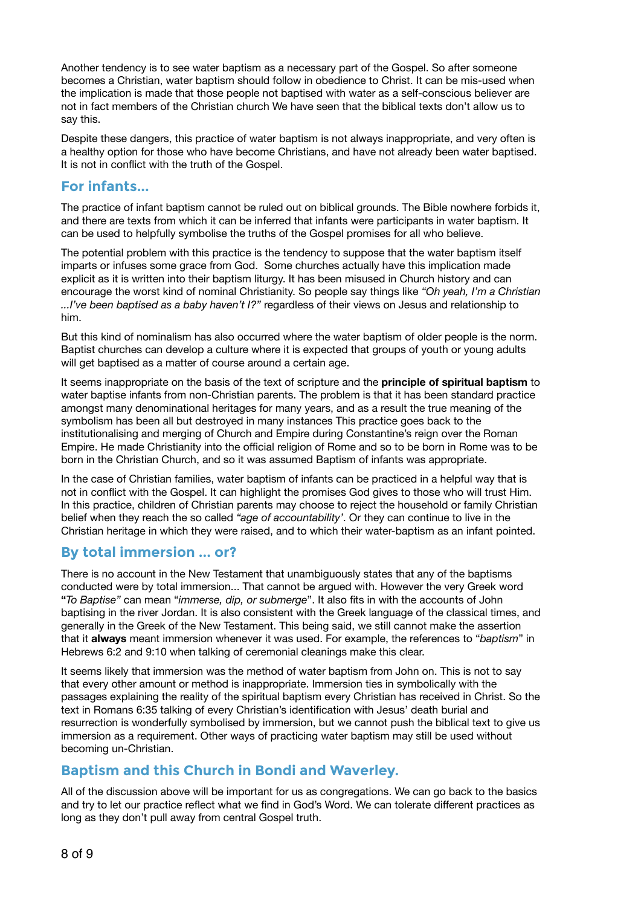Another tendency is to see water baptism as a necessary part of the Gospel. So after someone becomes a Christian, water baptism should follow in obedience to Christ. It can be mis-used when the implication is made that those people not baptised with water as a self-conscious believer are not in fact members of the Christian church We have seen that the biblical texts don't allow us to say this.

Despite these dangers, this practice of water baptism is not always inappropriate, and very often is a healthy option for those who have become Christians, and have not already been water baptised. It is not in conflict with the truth of the Gospel.

## For infants...

The practice of infant baptism cannot be ruled out on biblical grounds. The Bible nowhere forbids it, and there are texts from which it can be inferred that infants were participants in water baptism. It can be used to helpfully symbolise the truths of the Gospel promises for all who believe.

The potential problem with this practice is the tendency to suppose that the water baptism itself imparts or infuses some grace from God. Some churches actually have this implication made explicit as it is written into their baptism liturgy. It has been misused in Church history and can encourage the worst kind of nominal Christianity. So people say things like *"Oh yeah, I'm a Christian ...I've been baptised as a baby haven't I?"* regardless of their views on Jesus and relationship to him.

But this kind of nominalism has also occurred where the water baptism of older people is the norm. Baptist churches can develop a culture where it is expected that groups of youth or young adults will get baptised as a matter of course around a certain age.

It seems inappropriate on the basis of the text of scripture and the **principle of spiritual baptism** to water baptise infants from non-Christian parents. The problem is that it has been standard practice amongst many denominational heritages for many years, and as a result the true meaning of the symbolism has been all but destroyed in many instances This practice goes back to the institutionalising and merging of Church and Empire during Constantine's reign over the Roman Empire. He made Christianity into the official religion of Rome and so to be born in Rome was to be born in the Christian Church, and so it was assumed Baptism of infants was appropriate.

In the case of Christian families, water baptism of infants can be practiced in a helpful way that is not in conflict with the Gospel. It can highlight the promises God gives to those who will trust Him. In this practice, children of Christian parents may choose to reject the household or family Christian belief when they reach the so called *"age of accountability'*. Or they can continue to live in the Christian heritage in which they were raised, and to which their water-baptism as an infant pointed.

## By total immersion ... or?

There is no account in the New Testament that unambiguously states that any of the baptisms conducted were by total immersion... That cannot be argued with. However the very Greek word **"***To Baptise"* can mean "*immerse, dip, or submerge*". It also fits in with the accounts of John baptising in the river Jordan. It is also consistent with the Greek language of the classical times, and generally in the Greek of the New Testament. This being said, we still cannot make the assertion that it **always** meant immersion whenever it was used. For example, the references to "*baptism*" in Hebrews 6:2 and 9:10 when talking of ceremonial cleanings make this clear.

It seems likely that immersion was the method of water baptism from John on. This is not to say that every other amount or method is inappropriate. Immersion ties in symbolically with the passages explaining the reality of the spiritual baptism every Christian has received in Christ. So the text in Romans 6:35 talking of every Christian's identification with Jesus' death burial and resurrection is wonderfully symbolised by immersion, but we cannot push the biblical text to give us immersion as a requirement. Other ways of practicing water baptism may still be used without becoming un-Christian.

## Baptism and this Church in Bondi and Waverley.

All of the discussion above will be important for us as congregations. We can go back to the basics and try to let our practice reflect what we find in God's Word. We can tolerate different practices as long as they don't pull away from central Gospel truth.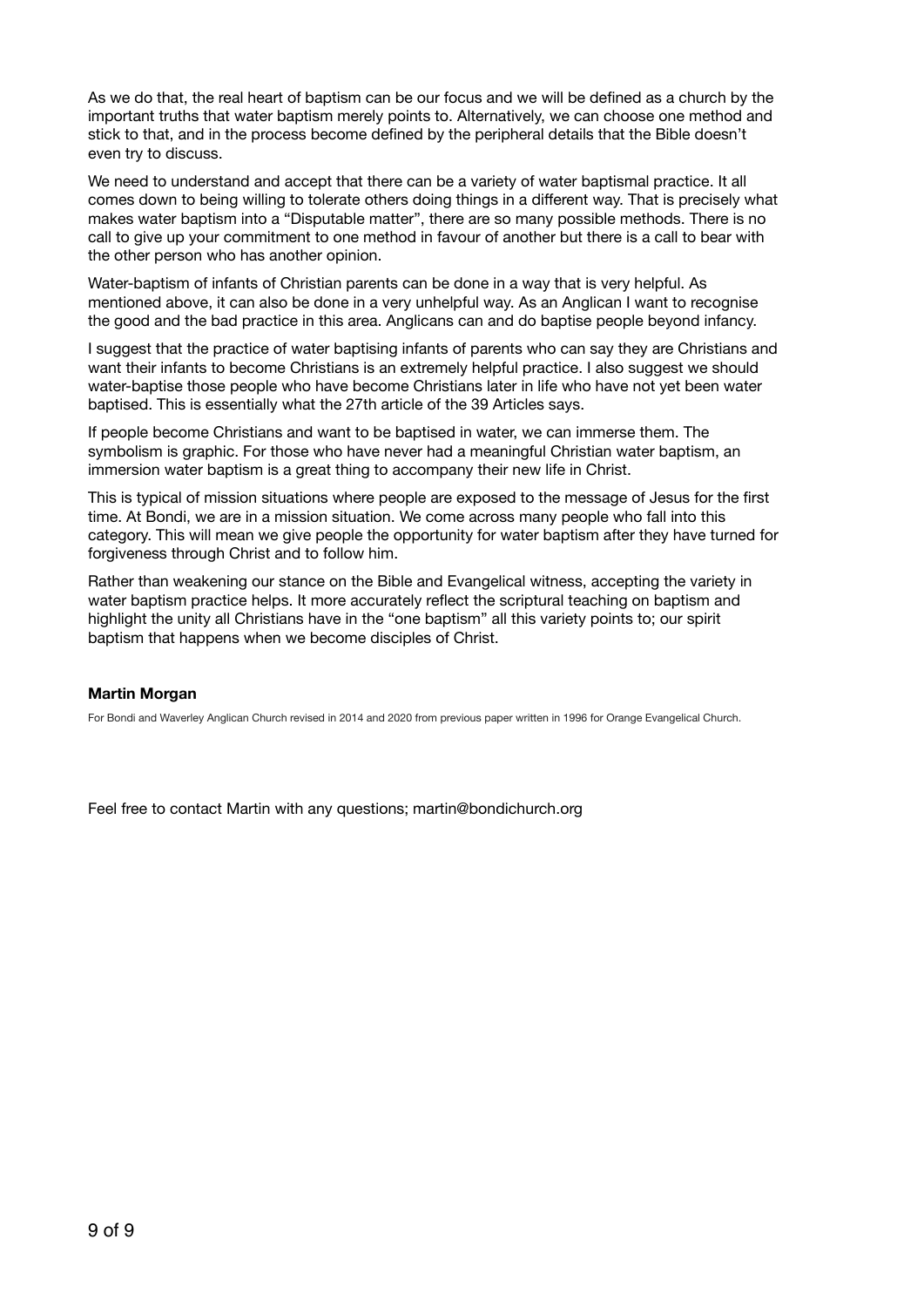As we do that, the real heart of baptism can be our focus and we will be defined as a church by the important truths that water baptism merely points to. Alternatively, we can choose one method and stick to that, and in the process become defined by the peripheral details that the Bible doesn't even try to discuss.

We need to understand and accept that there can be a variety of water baptismal practice. It all comes down to being willing to tolerate others doing things in a different way. That is precisely what makes water baptism into a "Disputable matter", there are so many possible methods. There is no call to give up your commitment to one method in favour of another but there is a call to bear with the other person who has another opinion.

Water-baptism of infants of Christian parents can be done in a way that is very helpful. As mentioned above, it can also be done in a very unhelpful way. As an Anglican I want to recognise the good and the bad practice in this area. Anglicans can and do baptise people beyond infancy.

I suggest that the practice of water baptising infants of parents who can say they are Christians and want their infants to become Christians is an extremely helpful practice. I also suggest we should water-baptise those people who have become Christians later in life who have not yet been water baptised. This is essentially what the 27th article of the 39 Articles says.

If people become Christians and want to be baptised in water, we can immerse them. The symbolism is graphic. For those who have never had a meaningful Christian water baptism, an immersion water baptism is a great thing to accompany their new life in Christ.

This is typical of mission situations where people are exposed to the message of Jesus for the first time. At Bondi, we are in a mission situation. We come across many people who fall into this category. This will mean we give people the opportunity for water baptism after they have turned for forgiveness through Christ and to follow him.

Rather than weakening our stance on the Bible and Evangelical witness, accepting the variety in water baptism practice helps. It more accurately reflect the scriptural teaching on baptism and highlight the unity all Christians have in the "one baptism" all this variety points to; our spirit baptism that happens when we become disciples of Christ.

**Martin Morgan**

For Bondi and Waverley Anglican Church revised in 2014 and 2020 from previous paper written in 1996 for Orange Evangelical Church.

Feel free to contact Martin with any questions; martin@bondichurch.org